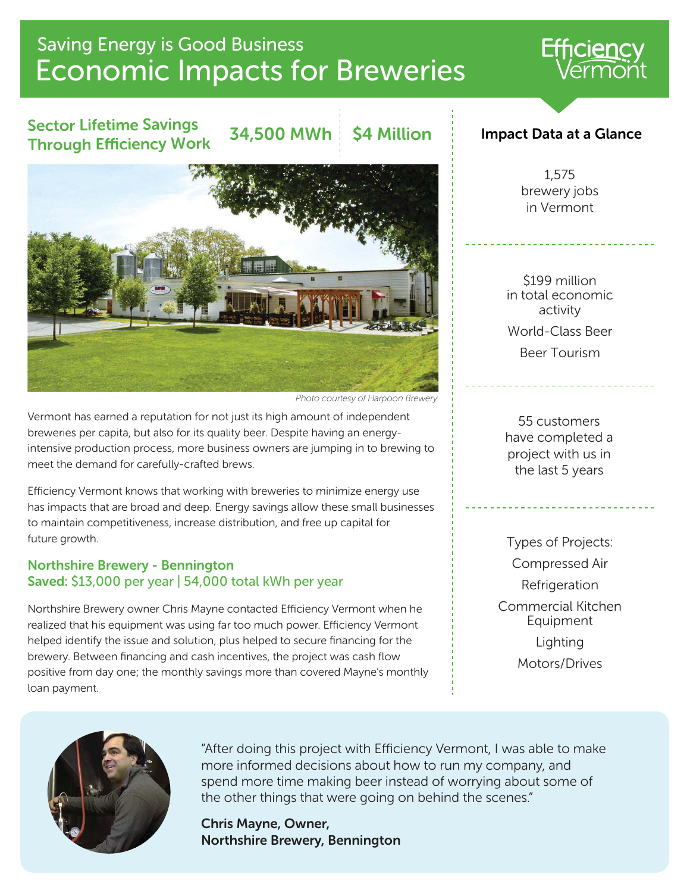# Saving Energy is Good Business
# Economic Impacts for Breweries

Efficiency Vermont

## Sector Lifetime Savings Through Efficiency Work

**34,500 MWh** | **$4 Million**

*Photo courtesy of Harpoon Brewery*

Vermont has earned a reputation for not just its high amount of independent breweries per capita, but also for its quality beer. Despite having an energy-intensive production process, more business owners are jumping in to brewing to meet the demand for carefully-crafted brews.

Efficiency Vermont knows that working with breweries to minimize energy use has impacts that are broad and deep. Energy savings allow these small businesses to maintain competitiveness, increase distribution, and free up capital for future growth.

### Northshire Brewery - Bennington
**Saved:** $13,000 per year | 54,000 total kWh per year

Northshire Brewery owner Chris Mayne contacted Efficiency Vermont when he realized that his equipment was using far too much power. Efficiency Vermont helped identify the issue and solution, plus helped to secure financing for the brewery. Between financing and cash incentives, the project was cash flow positive from day one; the monthly savings more than covered Mayne's monthly loan payment.

## Impact Data at a Glance

1,575 brewery jobs in Vermont

---

$199 million in total economic activity

World-Class Beer

Beer Tourism

---

55 customers have completed a project with us in the last 5 years

---

Types of Projects:

- Compressed Air
- Refrigeration
- Commercial Kitchen Equipment
- Lighting
- Motors/Drives

---

"After doing this project with Efficiency Vermont, I was able to make more informed decisions about how to run my company, and spend more time making beer instead of worrying about some of the other things that were going on behind the scenes."

**Chris Mayne, Owner,**
**Northshire Brewery, Bennington**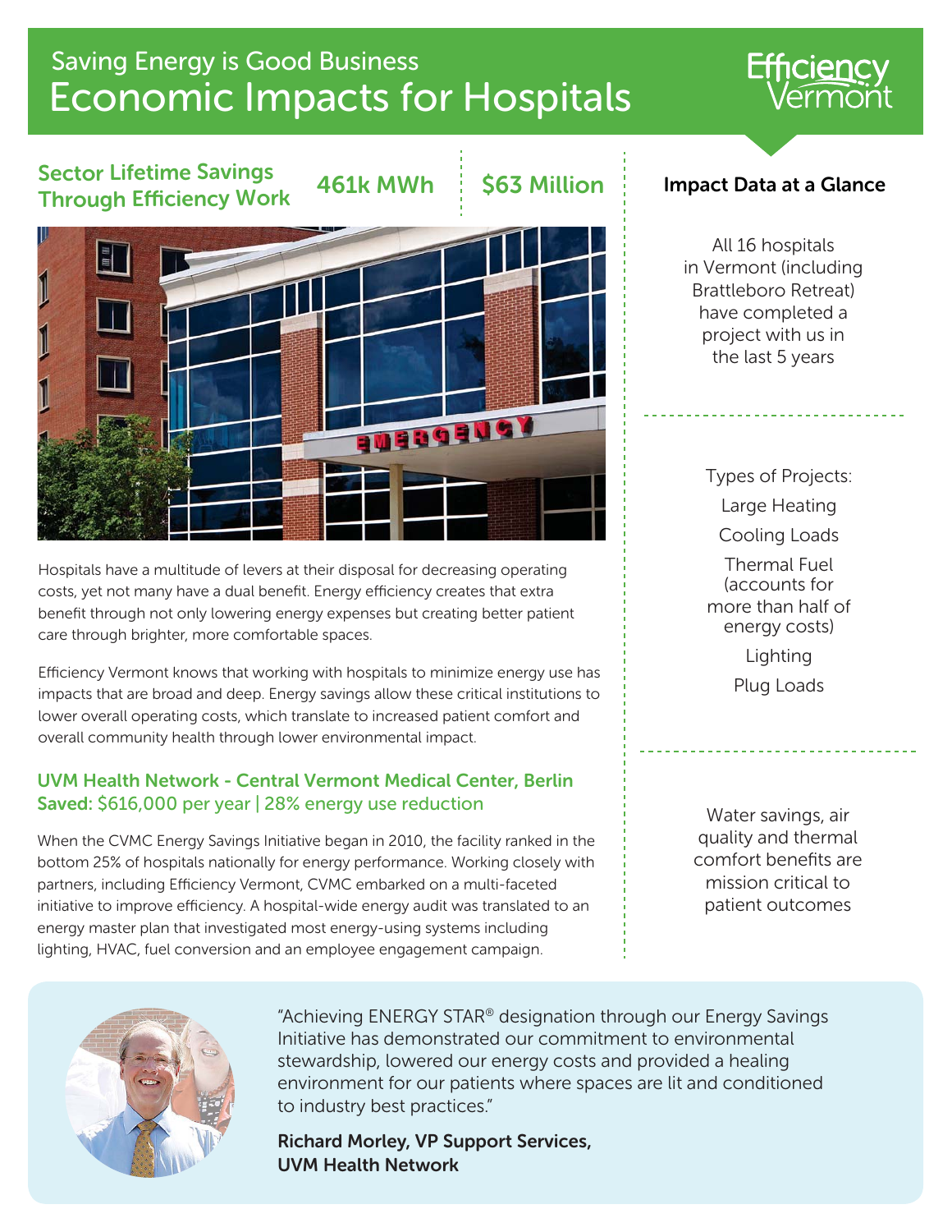# Saving Energy is Good Business
## Economic Impacts for Hospitals

Efficiency Vermont

**Sector Lifetime Savings Through Efficiency Work** | **461k MWh** | **$63 Million**

Hospitals have a multitude of levers at their disposal for decreasing operating costs, yet not many have a dual benefit. Energy efficiency creates that extra benefit through not only lowering energy expenses but creating better patient care through brighter, more comfortable spaces.

Efficiency Vermont knows that working with hospitals to minimize energy use has impacts that are broad and deep. Energy savings allow these critical institutions to lower overall operating costs, which translate to increased patient comfort and overall community health through lower environmental impact.

### UVM Health Network - Central Vermont Medical Center, Berlin
**Saved:** $616,000 per year | 28% energy use reduction

When the CVMC Energy Savings Initiative began in 2010, the facility ranked in the bottom 25% of hospitals nationally for energy performance. Working closely with partners, including Efficiency Vermont, CVMC embarked on a multi-faceted initiative to improve efficiency. A hospital-wide energy audit was translated to an energy master plan that investigated most energy-using systems including lighting, HVAC, fuel conversion and an employee engagement campaign.

### Impact Data at a Glance

All 16 hospitals in Vermont (including Brattleboro Retreat) have completed a project with us in the last 5 years

Types of Projects:
- Large Heating
- Cooling Loads
- Thermal Fuel (accounts for more than half of energy costs)
- Lighting
- Plug Loads

Water savings, air quality and thermal comfort benefits are mission critical to patient outcomes

"Achieving ENERGY STAR® designation through our Energy Savings Initiative has demonstrated our commitment to environmental stewardship, lowered our energy costs and provided a healing environment for our patients where spaces are lit and conditioned to industry best practices."

**Richard Morley, VP Support Services, UVM Health Network**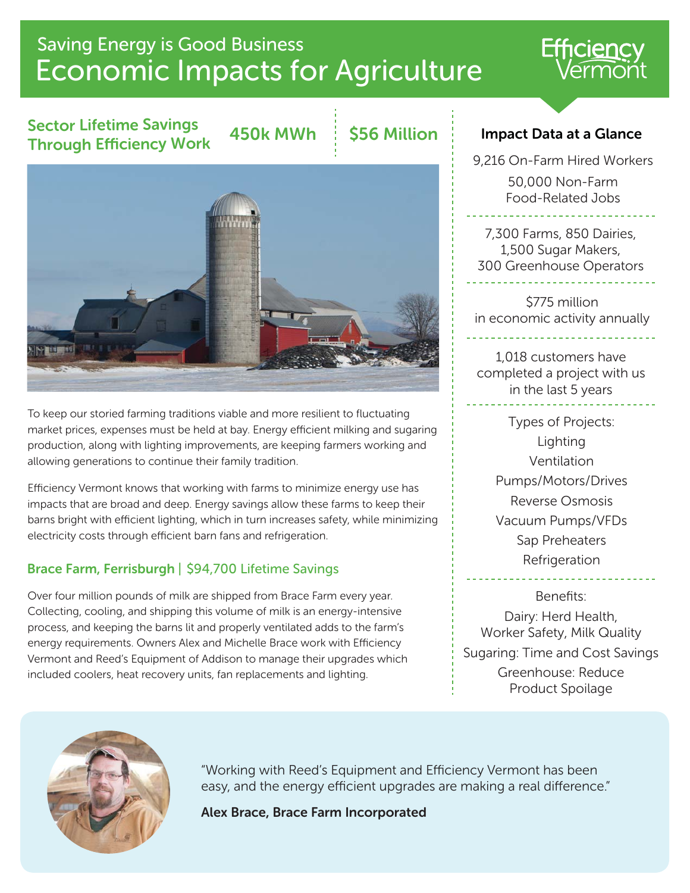# Saving Energy is Good Business

# Economic Impacts for Agriculture

Efficiency Vermont

## Sector Lifetime Savings Through Efficiency Work

**450k MWh** | **$56 Million**

To keep our storied farming traditions viable and more resilient to fluctuating market prices, expenses must be held at bay. Energy efficient milking and sugaring production, along with lighting improvements, are keeping farmers working and allowing generations to continue their family tradition.

Efficiency Vermont knows that working with farms to minimize energy use has impacts that are broad and deep. Energy savings allow these farms to keep their barns bright with efficient lighting, which in turn increases safety, while minimizing electricity costs through efficient barn fans and refrigeration.

### Brace Farm, Ferrisburgh | $94,700 Lifetime Savings

Over four million pounds of milk are shipped from Brace Farm every year. Collecting, cooling, and shipping this volume of milk is an energy-intensive process, and keeping the barns lit and properly ventilated adds to the farm's energy requirements. Owners Alex and Michelle Brace work with Efficiency Vermont and Reed's Equipment of Addison to manage their upgrades which included coolers, heat recovery units, fan replacements and lighting.

### Impact Data at a Glance

9,216 On-Farm Hired Workers

50,000 Non-Farm Food-Related Jobs

7,300 Farms, 850 Dairies, 1,500 Sugar Makers, 300 Greenhouse Operators

$775 million in economic activity annually

1,018 customers have completed a project with us in the last 5 years

Types of Projects:

- Lighting
- Ventilation
- Pumps/Motors/Drives
- Reverse Osmosis
- Vacuum Pumps/VFDs
- Sap Preheaters
- Refrigeration

Benefits:

- Dairy: Herd Health, Worker Safety, Milk Quality
- Sugaring: Time and Cost Savings
- Greenhouse: Reduce Product Spoilage

"Working with Reed's Equipment and Efficiency Vermont has been easy, and the energy efficient upgrades are making a real difference."

**Alex Brace, Brace Farm Incorporated**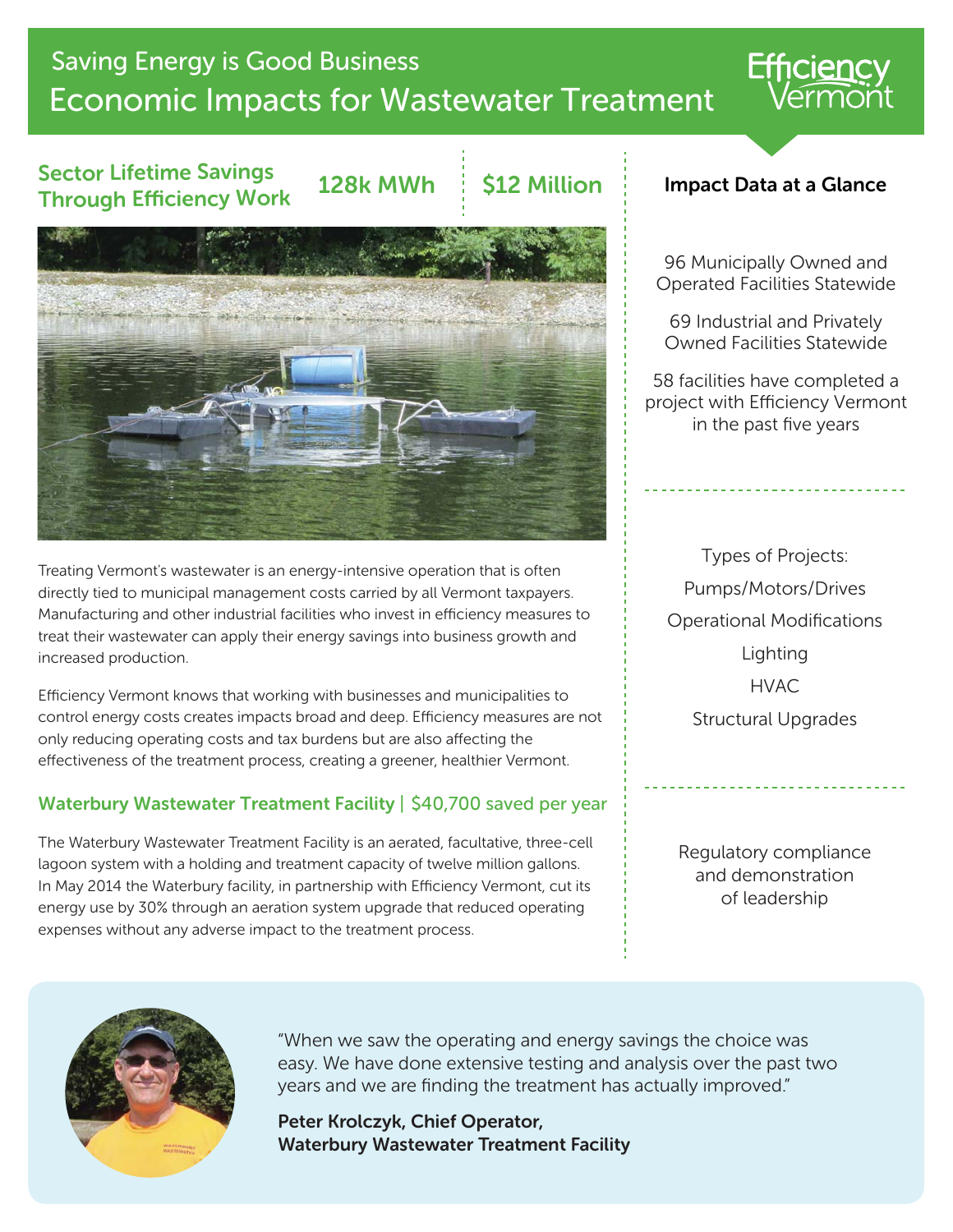Saving Energy is Good Business

# Economic Impacts for Wastewater Treatment

Efficiency Vermont

## Sector Lifetime Savings Through Efficiency Work

**128k MWh** | **$12 Million**

Treating Vermont's wastewater is an energy-intensive operation that is often directly tied to municipal management costs carried by all Vermont taxpayers. Manufacturing and other industrial facilities who invest in efficiency measures to treat their wastewater can apply their energy savings into business growth and increased production.

Efficiency Vermont knows that working with businesses and municipalities to control energy costs creates impacts broad and deep. Efficiency measures are not only reducing operating costs and tax burdens but are also affecting the effectiveness of the treatment process, creating a greener, healthier Vermont.

### Waterbury Wastewater Treatment Facility | $40,700 saved per year

The Waterbury Wastewater Treatment Facility is an aerated, facultative, three-cell lagoon system with a holding and treatment capacity of twelve million gallons. In May 2014 the Waterbury facility, in partnership with Efficiency Vermont, cut its energy use by 30% through an aeration system upgrade that reduced operating expenses without any adverse impact to the treatment process.

## Impact Data at a Glance

96 Municipally Owned and Operated Facilities Statewide

69 Industrial and Privately Owned Facilities Statewide

58 facilities have completed a project with Efficiency Vermont in the past five years

Types of Projects:

- Pumps/Motors/Drives
- Operational Modifications
- Lighting
- HVAC
- Structural Upgrades

Regulatory compliance and demonstration of leadership

"When we saw the operating and energy savings the choice was easy. We have done extensive testing and analysis over the past two years and we are finding the treatment has actually improved."

**Peter Krolczyk, Chief Operator,**
**Waterbury Wastewater Treatment Facility**